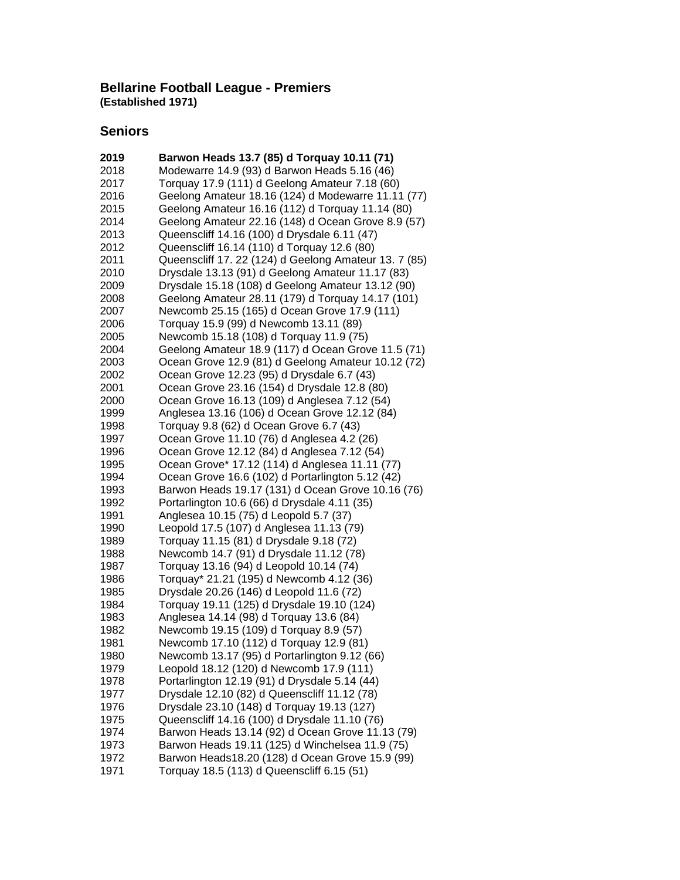# Bellarine Football League - Premiers

**(Established 1971)**

## Seniors

| | |
|---|---|
| **2019** | **Barwon Heads 13.7 (85) d Torquay 10.11 (71)** |
| 2018 | Modewarre 14.9 (93) d Barwon Heads 5.16 (46) |
| 2017 | Torquay 17.9 (111) d Geelong Amateur 7.18 (60) |
| 2016 | Geelong Amateur 18.16 (124) d Modewarre 11.11 (77) |
| 2015 | Geelong Amateur 16.16 (112) d Torquay 11.14 (80) |
| 2014 | Geelong Amateur 22.16 (148) d Ocean Grove 8.9 (57) |
| 2013 | Queenscliff 14.16 (100) d Drysdale 6.11 (47) |
| 2012 | Queenscliff 16.14 (110) d Torquay 12.6 (80) |
| 2011 | Queenscliff 17. 22 (124) d Geelong Amateur 13. 7 (85) |
| 2010 | Drysdale 13.13 (91) d Geelong Amateur 11.17 (83) |
| 2009 | Drysdale 15.18 (108) d Geelong Amateur 13.12 (90) |
| 2008 | Geelong Amateur 28.11 (179) d Torquay 14.17 (101) |
| 2007 | Newcomb 25.15 (165) d Ocean Grove 17.9 (111) |
| 2006 | Torquay 15.9 (99) d Newcomb 13.11 (89) |
| 2005 | Newcomb 15.18 (108) d Torquay 11.9 (75) |
| 2004 | Geelong Amateur 18.9 (117) d Ocean Grove 11.5 (71) |
| 2003 | Ocean Grove 12.9 (81) d Geelong Amateur 10.12 (72) |
| 2002 | Ocean Grove 12.23 (95) d Drysdale 6.7 (43) |
| 2001 | Ocean Grove 23.16 (154) d Drysdale 12.8 (80) |
| 2000 | Ocean Grove 16.13 (109) d Anglesea 7.12 (54) |
| 1999 | Anglesea 13.16 (106) d Ocean Grove 12.12 (84) |
| 1998 | Torquay 9.8 (62) d Ocean Grove 6.7 (43) |
| 1997 | Ocean Grove 11.10 (76) d Anglesea 4.2 (26) |
| 1996 | Ocean Grove 12.12 (84) d Anglesea 7.12 (54) |
| 1995 | Ocean Grove* 17.12 (114) d Anglesea 11.11 (77) |
| 1994 | Ocean Grove 16.6 (102) d Portarlington 5.12 (42) |
| 1993 | Barwon Heads 19.17 (131) d Ocean Grove 10.16 (76) |
| 1992 | Portarlington 10.6 (66) d Drysdale 4.11 (35) |
| 1991 | Anglesea 10.15 (75) d Leopold 5.7 (37) |
| 1990 | Leopold 17.5 (107) d Anglesea 11.13 (79) |
| 1989 | Torquay 11.15 (81) d Drysdale 9.18 (72) |
| 1988 | Newcomb 14.7 (91) d Drysdale 11.12 (78) |
| 1987 | Torquay 13.16 (94) d Leopold 10.14 (74) |
| 1986 | Torquay* 21.21 (195) d Newcomb 4.12 (36) |
| 1985 | Drysdale 20.26 (146) d Leopold 11.6 (72) |
| 1984 | Torquay 19.11 (125) d Drysdale 19.10 (124) |
| 1983 | Anglesea 14.14 (98) d Torquay 13.6 (84) |
| 1982 | Newcomb 19.15 (109) d Torquay 8.9 (57) |
| 1981 | Newcomb 17.10 (112) d Torquay 12.9 (81) |
| 1980 | Newcomb 13.17 (95) d Portarlington 9.12 (66) |
| 1979 | Leopold 18.12 (120) d Newcomb 17.9 (111) |
| 1978 | Portarlington 12.19 (91) d Drysdale 5.14 (44) |
| 1977 | Drysdale 12.10 (82) d Queenscliff 11.12 (78) |
| 1976 | Drysdale 23.10 (148) d Torquay 19.13 (127) |
| 1975 | Queenscliff 14.16 (100) d Drysdale 11.10 (76) |
| 1974 | Barwon Heads 13.14 (92) d Ocean Grove 11.13 (79) |
| 1973 | Barwon Heads 19.11 (125) d Winchelsea 11.9 (75) |
| 1972 | Barwon Heads18.20 (128) d Ocean Grove 15.9 (99) |
| 1971 | Torquay 18.5 (113) d Queenscliff 6.15 (51) |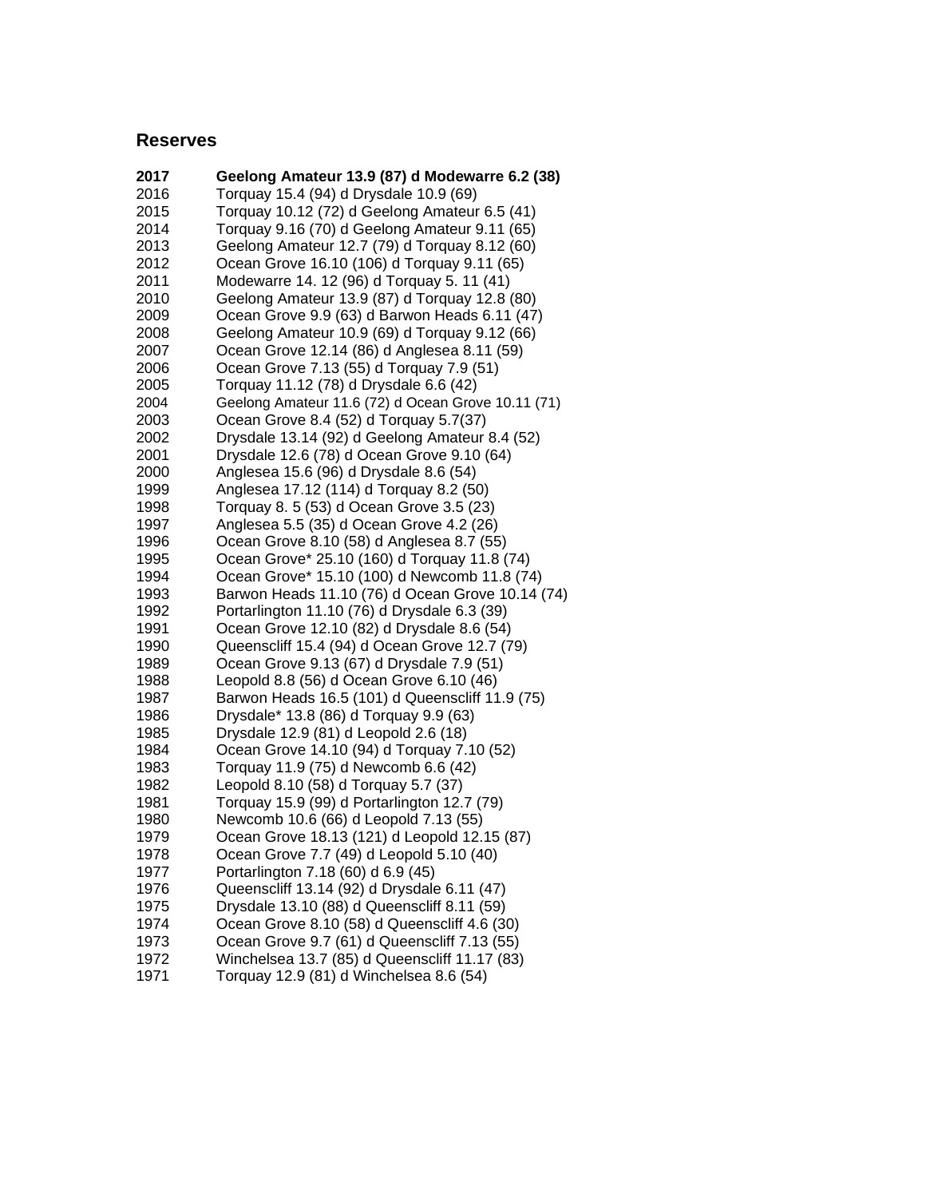## Reserves

| | |
|---|---|
| **2017** | **Geelong Amateur 13.9 (87) d Modewarre 6.2 (38)** |
| 2016 | Torquay 15.4 (94) d Drysdale 10.9 (69) |
| 2015 | Torquay 10.12 (72) d Geelong Amateur 6.5 (41) |
| 2014 | Torquay 9.16 (70) d Geelong Amateur 9.11 (65) |
| 2013 | Geelong Amateur 12.7 (79) d Torquay 8.12 (60) |
| 2012 | Ocean Grove 16.10 (106) d Torquay 9.11 (65) |
| 2011 | Modewarre 14. 12 (96) d Torquay 5. 11 (41) |
| 2010 | Geelong Amateur 13.9 (87) d Torquay 12.8 (80) |
| 2009 | Ocean Grove 9.9 (63) d Barwon Heads 6.11 (47) |
| 2008 | Geelong Amateur 10.9 (69) d Torquay 9.12 (66) |
| 2007 | Ocean Grove 12.14 (86) d Anglesea 8.11 (59) |
| 2006 | Ocean Grove 7.13 (55) d Torquay 7.9 (51) |
| 2005 | Torquay 11.12 (78) d Drysdale 6.6 (42) |
| 2004 | Geelong Amateur 11.6 (72) d Ocean Grove 10.11 (71) |
| 2003 | Ocean Grove 8.4 (52) d Torquay 5.7(37) |
| 2002 | Drysdale 13.14 (92) d Geelong Amateur 8.4 (52) |
| 2001 | Drysdale 12.6 (78) d Ocean Grove 9.10 (64) |
| 2000 | Anglesea 15.6 (96) d Drysdale 8.6 (54) |
| 1999 | Anglesea 17.12 (114) d Torquay 8.2 (50) |
| 1998 | Torquay 8. 5 (53) d Ocean Grove 3.5 (23) |
| 1997 | Anglesea 5.5 (35) d Ocean Grove 4.2 (26) |
| 1996 | Ocean Grove 8.10 (58) d Anglesea 8.7 (55) |
| 1995 | Ocean Grove* 25.10 (160) d Torquay 11.8 (74) |
| 1994 | Ocean Grove* 15.10 (100) d Newcomb 11.8 (74) |
| 1993 | Barwon Heads 11.10 (76) d Ocean Grove 10.14 (74) |
| 1992 | Portarlington 11.10 (76) d Drysdale 6.3 (39) |
| 1991 | Ocean Grove 12.10 (82) d Drysdale 8.6 (54) |
| 1990 | Queenscliff 15.4 (94) d Ocean Grove 12.7 (79) |
| 1989 | Ocean Grove 9.13 (67) d Drysdale 7.9 (51) |
| 1988 | Leopold 8.8 (56) d Ocean Grove 6.10 (46) |
| 1987 | Barwon Heads 16.5 (101) d Queenscliff 11.9 (75) |
| 1986 | Drysdale* 13.8 (86) d Torquay 9.9 (63) |
| 1985 | Drysdale 12.9 (81) d Leopold 2.6 (18) |
| 1984 | Ocean Grove 14.10 (94) d Torquay 7.10 (52) |
| 1983 | Torquay 11.9 (75) d Newcomb 6.6 (42) |
| 1982 | Leopold 8.10 (58) d Torquay 5.7 (37) |
| 1981 | Torquay 15.9 (99) d Portarlington 12.7 (79) |
| 1980 | Newcomb 10.6 (66) d Leopold 7.13 (55) |
| 1979 | Ocean Grove 18.13 (121) d Leopold 12.15 (87) |
| 1978 | Ocean Grove 7.7 (49) d Leopold 5.10 (40) |
| 1977 | Portarlington 7.18 (60) d 6.9 (45) |
| 1976 | Queenscliff 13.14 (92) d Drysdale 6.11 (47) |
| 1975 | Drysdale 13.10 (88) d Queenscliff 8.11 (59) |
| 1974 | Ocean Grove 8.10 (58) d Queenscliff 4.6 (30) |
| 1973 | Ocean Grove 9.7 (61) d Queenscliff 7.13 (55) |
| 1972 | Winchelsea 13.7 (85) d Queenscliff 11.17 (83) |
| 1971 | Torquay 12.9 (81) d Winchelsea 8.6 (54) |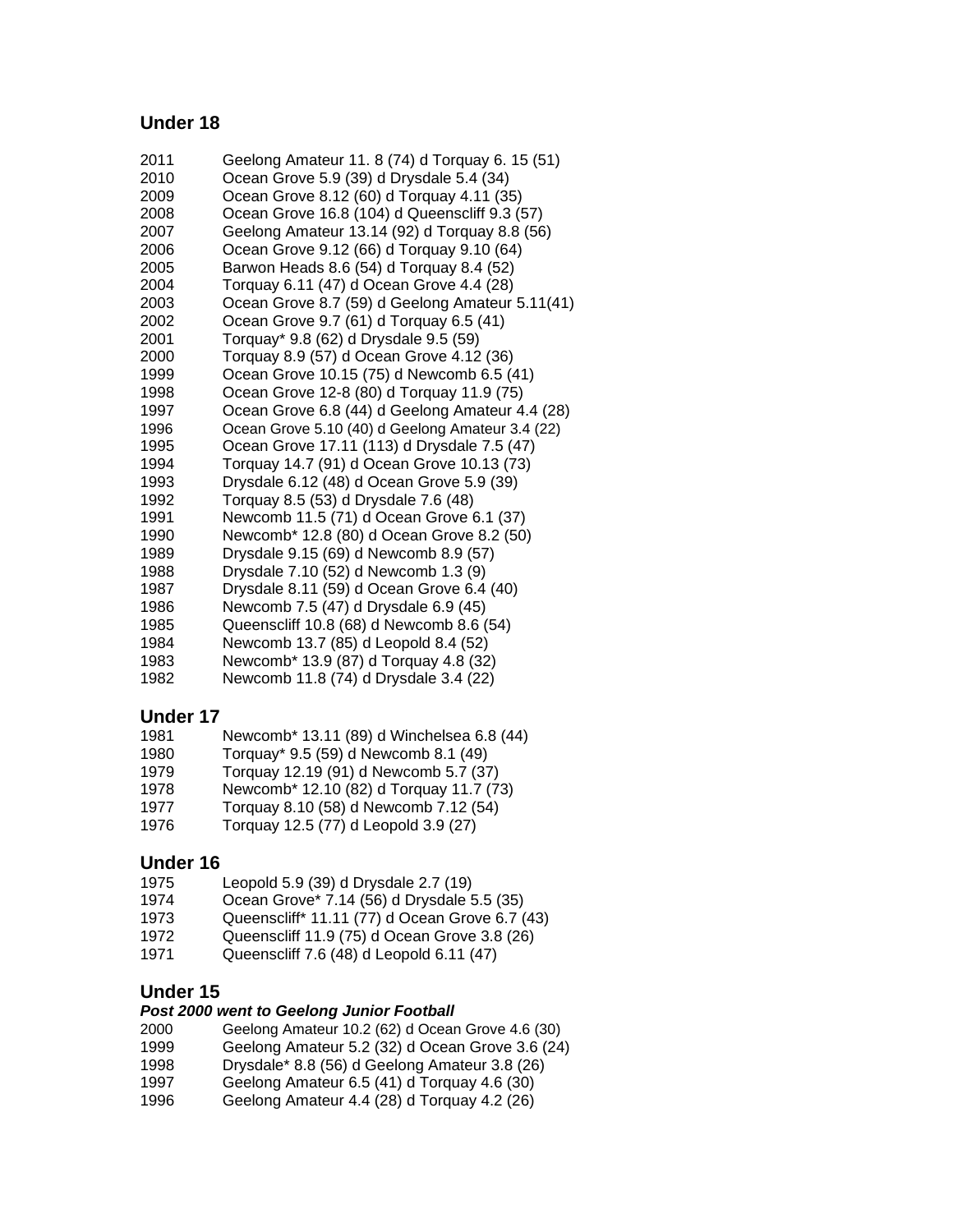## Under 18

| | |
|---|---|
| 2011 | Geelong Amateur 11. 8 (74) d Torquay 6. 15 (51) |
| 2010 | Ocean Grove 5.9 (39) d Drysdale 5.4 (34) |
| 2009 | Ocean Grove 8.12 (60) d Torquay 4.11 (35) |
| 2008 | Ocean Grove 16.8 (104) d Queenscliff 9.3 (57) |
| 2007 | Geelong Amateur 13.14 (92) d Torquay 8.8 (56) |
| 2006 | Ocean Grove 9.12 (66) d Torquay 9.10 (64) |
| 2005 | Barwon Heads 8.6 (54) d Torquay 8.4 (52) |
| 2004 | Torquay 6.11 (47) d Ocean Grove 4.4 (28) |
| 2003 | Ocean Grove 8.7 (59) d Geelong Amateur 5.11(41) |
| 2002 | Ocean Grove 9.7 (61) d Torquay 6.5 (41) |
| 2001 | Torquay* 9.8 (62) d Drysdale 9.5 (59) |
| 2000 | Torquay 8.9 (57) d Ocean Grove 4.12 (36) |
| 1999 | Ocean Grove 10.15 (75) d Newcomb 6.5 (41) |
| 1998 | Ocean Grove 12-8 (80) d Torquay 11.9 (75) |
| 1997 | Ocean Grove 6.8 (44) d Geelong Amateur 4.4 (28) |
| 1996 | Ocean Grove 5.10 (40) d Geelong Amateur 3.4 (22) |
| 1995 | Ocean Grove 17.11 (113) d Drysdale 7.5 (47) |
| 1994 | Torquay 14.7 (91) d Ocean Grove 10.13 (73) |
| 1993 | Drysdale 6.12 (48) d Ocean Grove 5.9 (39) |
| 1992 | Torquay 8.5 (53) d Drysdale 7.6 (48) |
| 1991 | Newcomb 11.5 (71) d Ocean Grove 6.1 (37) |
| 1990 | Newcomb* 12.8 (80) d Ocean Grove 8.2 (50) |
| 1989 | Drysdale 9.15 (69) d Newcomb 8.9 (57) |
| 1988 | Drysdale 7.10 (52) d Newcomb 1.3 (9) |
| 1987 | Drysdale 8.11 (59) d Ocean Grove 6.4 (40) |
| 1986 | Newcomb 7.5 (47) d Drysdale 6.9 (45) |
| 1985 | Queenscliff 10.8 (68) d Newcomb 8.6 (54) |
| 1984 | Newcomb 13.7 (85) d Leopold 8.4 (52) |
| 1983 | Newcomb* 13.9 (87) d Torquay 4.8 (32) |
| 1982 | Newcomb 11.8 (74) d Drysdale 3.4 (22) |

## Under 17

| | |
|---|---|
| 1981 | Newcomb* 13.11 (89) d Winchelsea 6.8 (44) |
| 1980 | Torquay* 9.5 (59) d Newcomb 8.1 (49) |
| 1979 | Torquay 12.19 (91) d Newcomb 5.7 (37) |
| 1978 | Newcomb* 12.10 (82) d Torquay 11.7 (73) |
| 1977 | Torquay 8.10 (58) d Newcomb 7.12 (54) |
| 1976 | Torquay 12.5 (77) d Leopold 3.9 (27) |

## Under 16

| | |
|---|---|
| 1975 | Leopold 5.9 (39) d Drysdale 2.7 (19) |
| 1974 | Ocean Grove* 7.14 (56) d Drysdale 5.5 (35) |
| 1973 | Queenscliff* 11.11 (77) d Ocean Grove 6.7 (43) |
| 1972 | Queenscliff 11.9 (75) d Ocean Grove 3.8 (26) |
| 1971 | Queenscliff 7.6 (48) d Leopold 6.11 (47) |

## Under 15

***Post 2000 went to Geelong Junior Football***

| | |
|---|---|
| 2000 | Geelong Amateur 10.2 (62) d Ocean Grove 4.6 (30) |
| 1999 | Geelong Amateur 5.2 (32) d Ocean Grove 3.6 (24) |
| 1998 | Drysdale* 8.8 (56) d Geelong Amateur 3.8 (26) |
| 1997 | Geelong Amateur 6.5 (41) d Torquay 4.6 (30) |
| 1996 | Geelong Amateur 4.4 (28) d Torquay 4.2 (26) |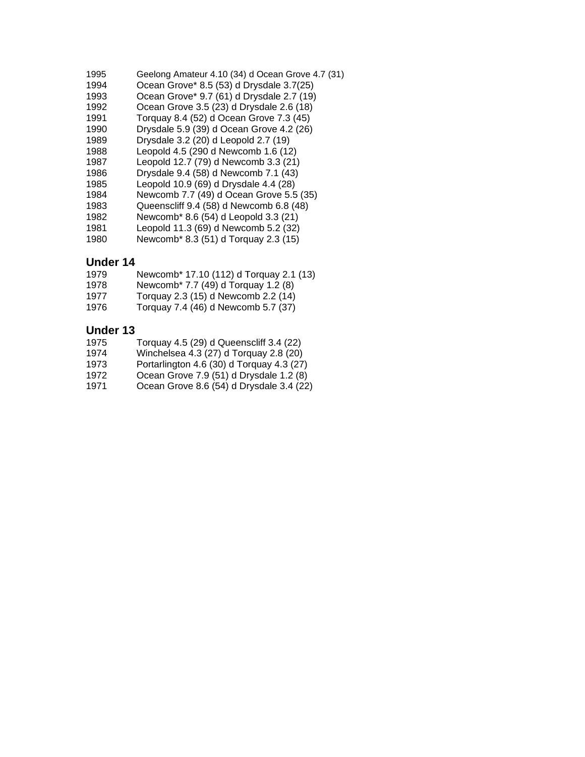| | |
|---|---|
| 1995 | Geelong Amateur 4.10 (34) d Ocean Grove 4.7 (31) |
| 1994 | Ocean Grove* 8.5 (53) d Drysdale 3.7(25) |
| 1993 | Ocean Grove* 9.7 (61) d Drysdale 2.7 (19) |
| 1992 | Ocean Grove 3.5 (23) d Drysdale 2.6 (18) |
| 1991 | Torquay 8.4 (52) d Ocean Grove 7.3 (45) |
| 1990 | Drysdale 5.9 (39) d Ocean Grove 4.2 (26) |
| 1989 | Drysdale 3.2 (20) d Leopold 2.7 (19) |
| 1988 | Leopold 4.5 (290 d Newcomb 1.6 (12) |
| 1987 | Leopold 12.7 (79) d Newcomb 3.3 (21) |
| 1986 | Drysdale 9.4 (58) d Newcomb 7.1 (43) |
| 1985 | Leopold 10.9 (69) d Drysdale 4.4 (28) |
| 1984 | Newcomb 7.7 (49) d Ocean Grove 5.5 (35) |
| 1983 | Queenscliff 9.4 (58) d Newcomb 6.8 (48) |
| 1982 | Newcomb* 8.6 (54) d Leopold 3.3 (21) |
| 1981 | Leopold 11.3 (69) d Newcomb 5.2 (32) |
| 1980 | Newcomb* 8.3 (51) d Torquay 2.3 (15) |

### Under 14

| | |
|---|---|
| 1979 | Newcomb* 17.10 (112) d Torquay 2.1 (13) |
| 1978 | Newcomb* 7.7 (49) d Torquay 1.2 (8) |
| 1977 | Torquay 2.3 (15) d Newcomb 2.2 (14) |
| 1976 | Torquay 7.4 (46) d Newcomb 5.7 (37) |

### Under 13

| | |
|---|---|
| 1975 | Torquay 4.5 (29) d Queenscliff 3.4 (22) |
| 1974 | Winchelsea 4.3 (27) d Torquay 2.8 (20) |
| 1973 | Portarlington 4.6 (30) d Torquay 4.3 (27) |
| 1972 | Ocean Grove 7.9 (51) d Drysdale 1.2 (8) |
| 1971 | Ocean Grove 8.6 (54) d Drysdale 3.4 (22) |